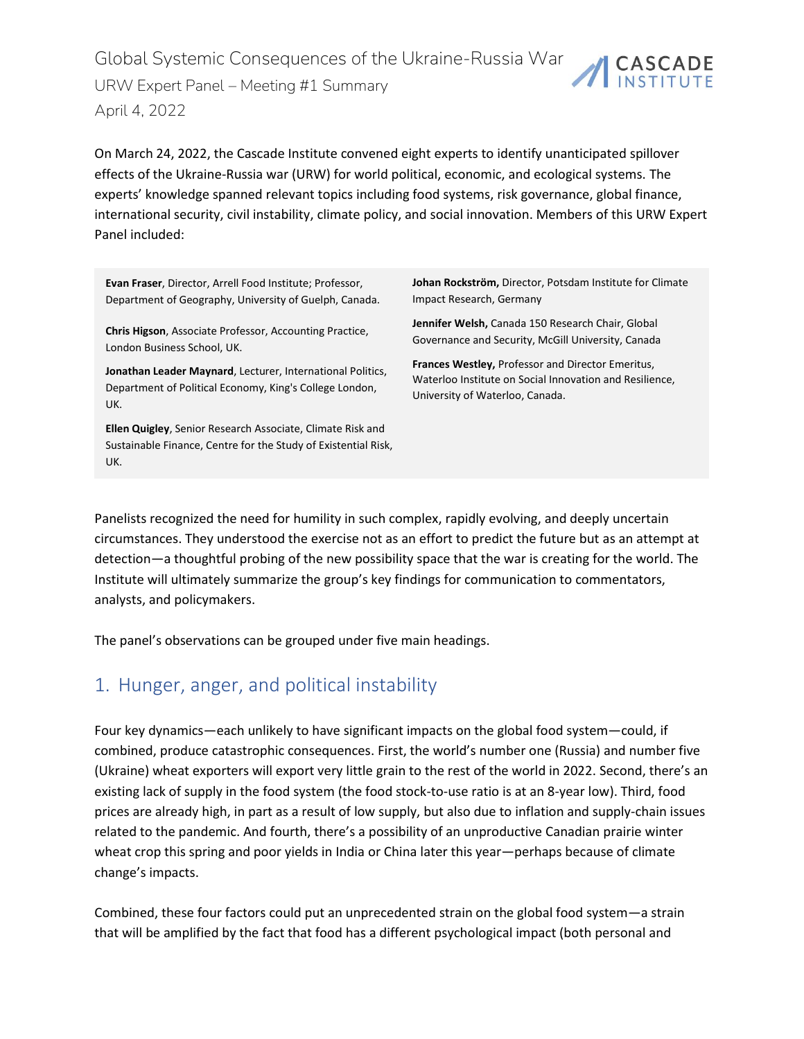# Global Systemic Consequences of the Ukraine-Russia War

URW Expert Panel – Meeting #1 Summary

April 4, 2022

On March 24, 2022, the Cascade Institute convened eight experts to identify unanticipated spillover effects of the Ukraine-Russia war (URW) for world political, economic, and ecological systems. The experts' knowledge spanned relevant topics including food systems, risk governance, global finance, international security, civil instability, climate policy, and social innovation. Members of this URW Expert Panel included:

**Evan Fraser**, Director, Arrell Food Institute; Professor, Department of Geography, University of Guelph, Canada.

**Chris Higson**, Associate Professor, Accounting Practice, London Business School, UK.

**Jonathan Leader Maynard**, Lecturer, International Politics, Department of Political Economy, King's College London, UK.

**Ellen Quigley**, Senior Research Associate, Climate Risk and Sustainable Finance, Centre for the Study of Existential Risk, UK.

**Johan Rockström,** Director, Potsdam Institute for Climate Impact Research, Germany

**Jennifer Welsh,** Canada 150 Research Chair, Global Governance and Security, McGill University, Canada

**Frances Westley,** Professor and Director Emeritus, Waterloo Institute on Social Innovation and Resilience, University of Waterloo, Canada.

Panelists recognized the need for humility in such complex, rapidly evolving, and deeply uncertain circumstances. They understood the exercise not as an effort to predict the future but as an attempt at detection—a thoughtful probing of the new possibility space that the war is creating for the world. The Institute will ultimately summarize the group's key findings for communication to commentators, analysts, and policymakers.

The panel's observations can be grouped under five main headings.

## 1. Hunger, anger, and political instability

Four key dynamics—each unlikely to have significant impacts on the global food system—could, if combined, produce catastrophic consequences. First, the world's number one (Russia) and number five (Ukraine) wheat exporters will export very little grain to the rest of the world in 2022. Second, there's an existing lack of supply in the food system (the food stock-to-use ratio is at an 8-year low). Third, food prices are already high, in part as a result of low supply, but also due to inflation and supply-chain issues related to the pandemic. And fourth, there's a possibility of an unproductive Canadian prairie winter wheat crop this spring and poor yields in India or China later this year—perhaps because of climate change's impacts.

Combined, these four factors could put an unprecedented strain on the global food system—a strain that will be amplified by the fact that food has a different psychological impact (both personal and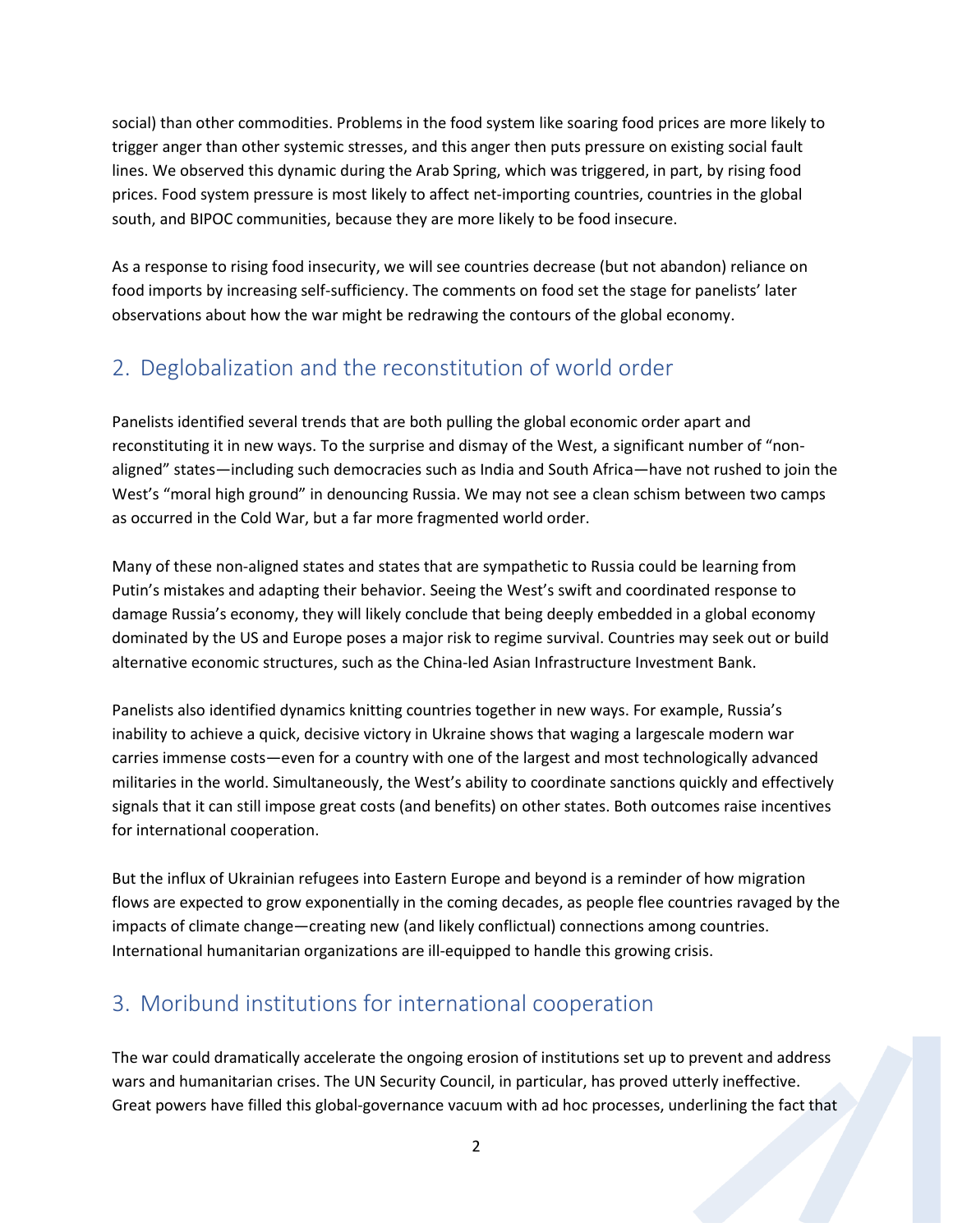social) than other commodities. Problems in the food system like soaring food prices are more likely to trigger anger than other systemic stresses, and this anger then puts pressure on existing social fault lines. We observed this dynamic during the Arab Spring, which was triggered, in part, by rising food prices. Food system pressure is most likely to affect net-importing countries, countries in the global south, and BIPOC communities, because they are more likely to be food insecure.

As a response to rising food insecurity, we will see countries decrease (but not abandon) reliance on food imports by increasing self-sufficiency. The comments on food set the stage for panelists' later observations about how the war might be redrawing the contours of the global economy.

## 2. Deglobalization and the reconstitution of world order

Panelists identified several trends that are both pulling the global economic order apart and reconstituting it in new ways. To the surprise and dismay of the West, a significant number of "non-aligned" states—including such democracies such as India and South Africa—have not rushed to join the West's "moral high ground" in denouncing Russia. We may not see a clean schism between two camps as occurred in the Cold War, but a far more fragmented world order.

Many of these non-aligned states and states that are sympathetic to Russia could be learning from Putin's mistakes and adapting their behavior. Seeing the West's swift and coordinated response to damage Russia's economy, they will likely conclude that being deeply embedded in a global economy dominated by the US and Europe poses a major risk to regime survival. Countries may seek out or build alternative economic structures, such as the China-led Asian Infrastructure Investment Bank.

Panelists also identified dynamics knitting countries together in new ways. For example, Russia's inability to achieve a quick, decisive victory in Ukraine shows that waging a largescale modern war carries immense costs—even for a country with one of the largest and most technologically advanced militaries in the world. Simultaneously, the West's ability to coordinate sanctions quickly and effectively signals that it can still impose great costs (and benefits) on other states. Both outcomes raise incentives for international cooperation.

But the influx of Ukrainian refugees into Eastern Europe and beyond is a reminder of how migration flows are expected to grow exponentially in the coming decades, as people flee countries ravaged by the impacts of climate change—creating new (and likely conflictual) connections among countries. International humanitarian organizations are ill-equipped to handle this growing crisis.

## 3. Moribund institutions for international cooperation

The war could dramatically accelerate the ongoing erosion of institutions set up to prevent and address wars and humanitarian crises. The UN Security Council, in particular, has proved utterly ineffective. Great powers have filled this global-governance vacuum with ad hoc processes, underlining the fact that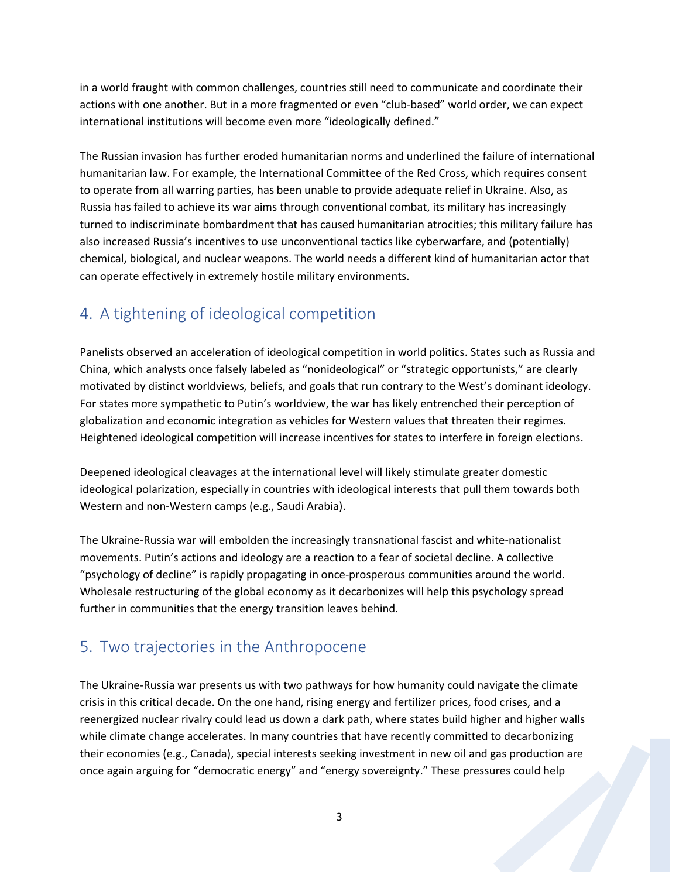in a world fraught with common challenges, countries still need to communicate and coordinate their actions with one another. But in a more fragmented or even "club-based" world order, we can expect international institutions will become even more "ideologically defined."

The Russian invasion has further eroded humanitarian norms and underlined the failure of international humanitarian law. For example, the International Committee of the Red Cross, which requires consent to operate from all warring parties, has been unable to provide adequate relief in Ukraine. Also, as Russia has failed to achieve its war aims through conventional combat, its military has increasingly turned to indiscriminate bombardment that has caused humanitarian atrocities; this military failure has also increased Russia's incentives to use unconventional tactics like cyberwarfare, and (potentially) chemical, biological, and nuclear weapons. The world needs a different kind of humanitarian actor that can operate effectively in extremely hostile military environments.

## 4. A tightening of ideological competition

Panelists observed an acceleration of ideological competition in world politics. States such as Russia and China, which analysts once falsely labeled as "nonideological" or "strategic opportunists," are clearly motivated by distinct worldviews, beliefs, and goals that run contrary to the West's dominant ideology. For states more sympathetic to Putin's worldview, the war has likely entrenched their perception of globalization and economic integration as vehicles for Western values that threaten their regimes. Heightened ideological competition will increase incentives for states to interfere in foreign elections.

Deepened ideological cleavages at the international level will likely stimulate greater domestic ideological polarization, especially in countries with ideological interests that pull them towards both Western and non-Western camps (e.g., Saudi Arabia).

The Ukraine-Russia war will embolden the increasingly transnational fascist and white-nationalist movements. Putin's actions and ideology are a reaction to a fear of societal decline. A collective "psychology of decline" is rapidly propagating in once-prosperous communities around the world. Wholesale restructuring of the global economy as it decarbonizes will help this psychology spread further in communities that the energy transition leaves behind.

## 5. Two trajectories in the Anthropocene

The Ukraine-Russia war presents us with two pathways for how humanity could navigate the climate crisis in this critical decade. On the one hand, rising energy and fertilizer prices, food crises, and a reenergized nuclear rivalry could lead us down a dark path, where states build higher and higher walls while climate change accelerates. In many countries that have recently committed to decarbonizing their economies (e.g., Canada), special interests seeking investment in new oil and gas production are once again arguing for "democratic energy" and "energy sovereignty." These pressures could help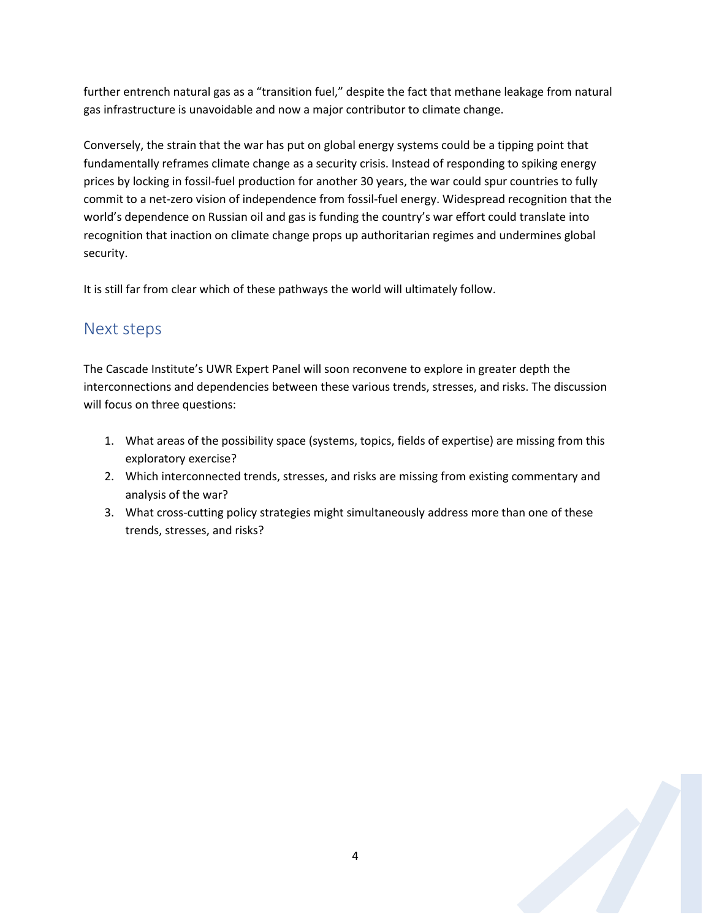further entrench natural gas as a "transition fuel," despite the fact that methane leakage from natural gas infrastructure is unavoidable and now a major contributor to climate change.

Conversely, the strain that the war has put on global energy systems could be a tipping point that fundamentally reframes climate change as a security crisis. Instead of responding to spiking energy prices by locking in fossil-fuel production for another 30 years, the war could spur countries to fully commit to a net-zero vision of independence from fossil-fuel energy. Widespread recognition that the world's dependence on Russian oil and gas is funding the country's war effort could translate into recognition that inaction on climate change props up authoritarian regimes and undermines global security.

It is still far from clear which of these pathways the world will ultimately follow.

## Next steps

The Cascade Institute's UWR Expert Panel will soon reconvene to explore in greater depth the interconnections and dependencies between these various trends, stresses, and risks. The discussion will focus on three questions:

1. What areas of the possibility space (systems, topics, fields of expertise) are missing from this exploratory exercise?
2. Which interconnected trends, stresses, and risks are missing from existing commentary and analysis of the war?
3. What cross-cutting policy strategies might simultaneously address more than one of these trends, stresses, and risks?